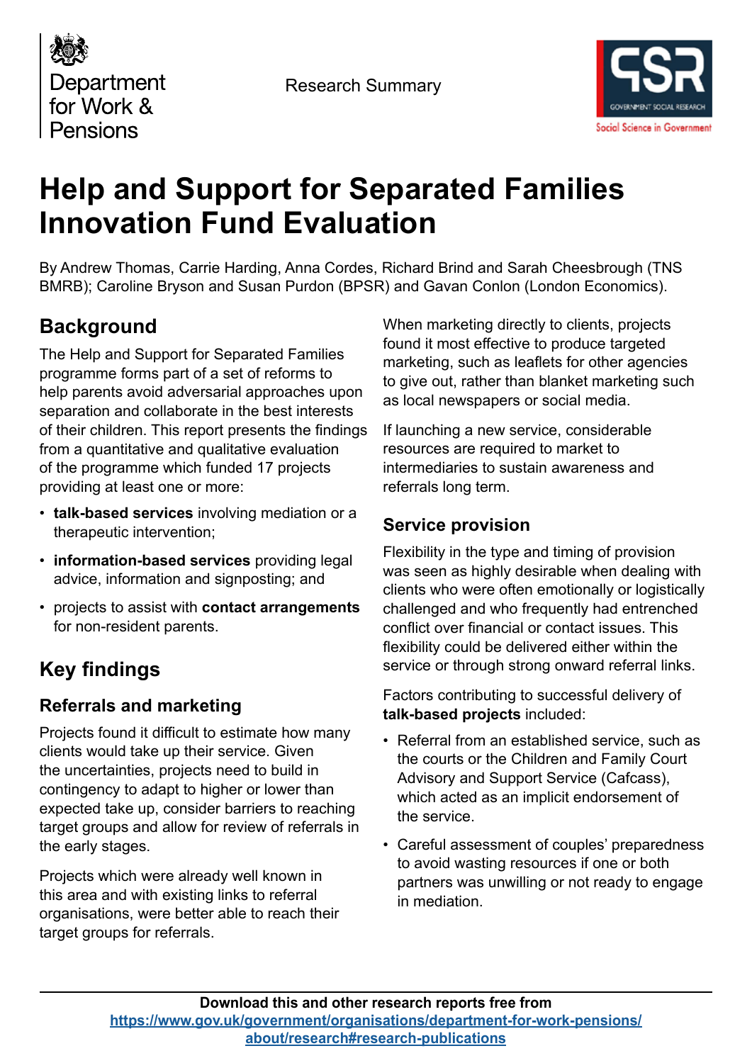Department for Work & Pensions

Research Summary

# Help and Support for Separated Families Innovation Fund Evaluation

By Andrew Thomas, Carrie Harding, Anna Cordes, Richard Brind and Sarah Cheesbrough (TNS BMRB); Caroline Bryson and Susan Purdon (BPSR) and Gavan Conlon (London Economics).

## Background

The Help and Support for Separated Families programme forms part of a set of reforms to help parents avoid adversarial approaches upon separation and collaborate in the best interests of their children. This report presents the findings from a quantitative and qualitative evaluation of the programme which funded 17 projects providing at least one or more:

- **talk-based services** involving mediation or a therapeutic intervention;
- **information-based services** providing legal advice, information and signposting; and
- projects to assist with **contact arrangements** for non-resident parents.

## Key findings

### Referrals and marketing

Projects found it difficult to estimate how many clients would take up their service. Given the uncertainties, projects need to build in contingency to adapt to higher or lower than expected take up, consider barriers to reaching target groups and allow for review of referrals in the early stages.

Projects which were already well known in this area and with existing links to referral organisations, were better able to reach their target groups for referrals.

When marketing directly to clients, projects found it most effective to produce targeted marketing, such as leaflets for other agencies to give out, rather than blanket marketing such as local newspapers or social media.

If launching a new service, considerable resources are required to market to intermediaries to sustain awareness and referrals long term.

### Service provision

Flexibility in the type and timing of provision was seen as highly desirable when dealing with clients who were often emotionally or logistically challenged and who frequently had entrenched conflict over financial or contact issues. This flexibility could be delivered either within the service or through strong onward referral links.

Factors contributing to successful delivery of **talk-based projects** included:

- Referral from an established service, such as the courts or the Children and Family Court Advisory and Support Service (Cafcass), which acted as an implicit endorsement of the service.
- Careful assessment of couples' preparedness to avoid wasting resources if one or both partners was unwilling or not ready to engage in mediation.

**Download this and other research reports free from https://www.gov.uk/government/organisations/department-for-work-pensions/about/research#research-publications**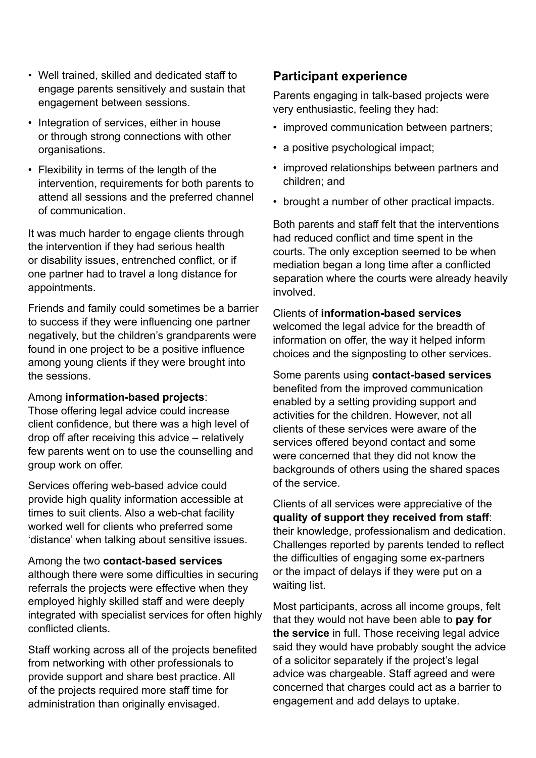- Well trained, skilled and dedicated staff to engage parents sensitively and sustain that engagement between sessions.
- Integration of services, either in house or through strong connections with other organisations.
- Flexibility in terms of the length of the intervention, requirements for both parents to attend all sessions and the preferred channel of communication.

It was much harder to engage clients through the intervention if they had serious health or disability issues, entrenched conflict, or if one partner had to travel a long distance for appointments.

Friends and family could sometimes be a barrier to success if they were influencing one partner negatively, but the children's grandparents were found in one project to be a positive influence among young clients if they were brought into the sessions.

Among **information-based projects**: Those offering legal advice could increase client confidence, but there was a high level of drop off after receiving this advice – relatively few parents went on to use the counselling and group work on offer.

Services offering web-based advice could provide high quality information accessible at times to suit clients. Also a web-chat facility worked well for clients who preferred some 'distance' when talking about sensitive issues.

Among the two **contact-based services** although there were some difficulties in securing referrals the projects were effective when they employed highly skilled staff and were deeply integrated with specialist services for often highly conflicted clients.

Staff working across all of the projects benefited from networking with other professionals to provide support and share best practice. All of the projects required more staff time for administration than originally envisaged.

## Participant experience

Parents engaging in talk-based projects were very enthusiastic, feeling they had:

- improved communication between partners;
- a positive psychological impact;
- improved relationships between partners and children; and
- brought a number of other practical impacts.

Both parents and staff felt that the interventions had reduced conflict and time spent in the courts. The only exception seemed to be when mediation began a long time after a conflicted separation where the courts were already heavily involved.

Clients of **information-based services** welcomed the legal advice for the breadth of information on offer, the way it helped inform choices and the signposting to other services.

Some parents using **contact-based services** benefited from the improved communication enabled by a setting providing support and activities for the children. However, not all clients of these services were aware of the services offered beyond contact and some were concerned that they did not know the backgrounds of others using the shared spaces of the service.

Clients of all services were appreciative of the **quality of support they received from staff**: their knowledge, professionalism and dedication. Challenges reported by parents tended to reflect the difficulties of engaging some ex-partners or the impact of delays if they were put on a waiting list.

Most participants, across all income groups, felt that they would not have been able to **pay for the service** in full. Those receiving legal advice said they would have probably sought the advice of a solicitor separately if the project's legal advice was chargeable. Staff agreed and were concerned that charges could act as a barrier to engagement and add delays to uptake.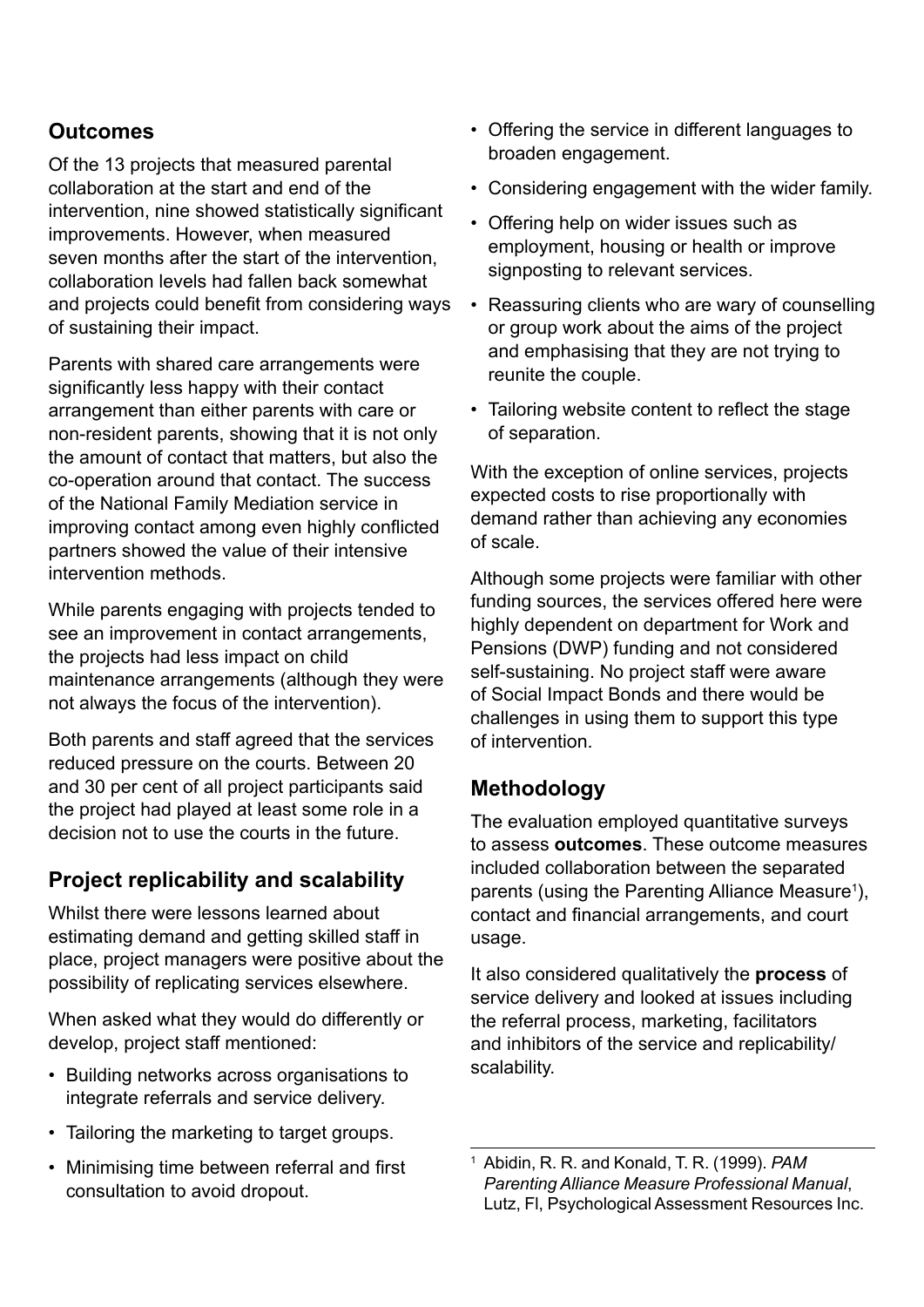## Outcomes

Of the 13 projects that measured parental collaboration at the start and end of the intervention, nine showed statistically significant improvements. However, when measured seven months after the start of the intervention, collaboration levels had fallen back somewhat and projects could benefit from considering ways of sustaining their impact.

Parents with shared care arrangements were significantly less happy with their contact arrangement than either parents with care or non-resident parents, showing that it is not only the amount of contact that matters, but also the co-operation around that contact. The success of the National Family Mediation service in improving contact among even highly conflicted partners showed the value of their intensive intervention methods.

While parents engaging with projects tended to see an improvement in contact arrangements, the projects had less impact on child maintenance arrangements (although they were not always the focus of the intervention).

Both parents and staff agreed that the services reduced pressure on the courts. Between 20 and 30 per cent of all project participants said the project had played at least some role in a decision not to use the courts in the future.

## Project replicability and scalability

Whilst there were lessons learned about estimating demand and getting skilled staff in place, project managers were positive about the possibility of replicating services elsewhere.

When asked what they would do differently or develop, project staff mentioned:

- Building networks across organisations to integrate referrals and service delivery.
- Tailoring the marketing to target groups.
- Minimising time between referral and first consultation to avoid dropout.
- Offering the service in different languages to broaden engagement.
- Considering engagement with the wider family.
- Offering help on wider issues such as employment, housing or health or improve signposting to relevant services.
- Reassuring clients who are wary of counselling or group work about the aims of the project and emphasising that they are not trying to reunite the couple.
- Tailoring website content to reflect the stage of separation.

With the exception of online services, projects expected costs to rise proportionally with demand rather than achieving any economies of scale.

Although some projects were familiar with other funding sources, the services offered here were highly dependent on department for Work and Pensions (DWP) funding and not considered self-sustaining. No project staff were aware of Social Impact Bonds and there would be challenges in using them to support this type of intervention.

## Methodology

The evaluation employed quantitative surveys to assess **outcomes**. These outcome measures included collaboration between the separated parents (using the Parenting Alliance Measure[1]), contact and financial arrangements, and court usage.

It also considered qualitatively the **process** of service delivery and looked at issues including the referral process, marketing, facilitators and inhibitors of the service and replicability/scalability.

---

[1] Abidin, R. R. and Konald, T. R. (1999). *PAM Parenting Alliance Measure Professional Manual*, Lutz, Fl, Psychological Assessment Resources Inc.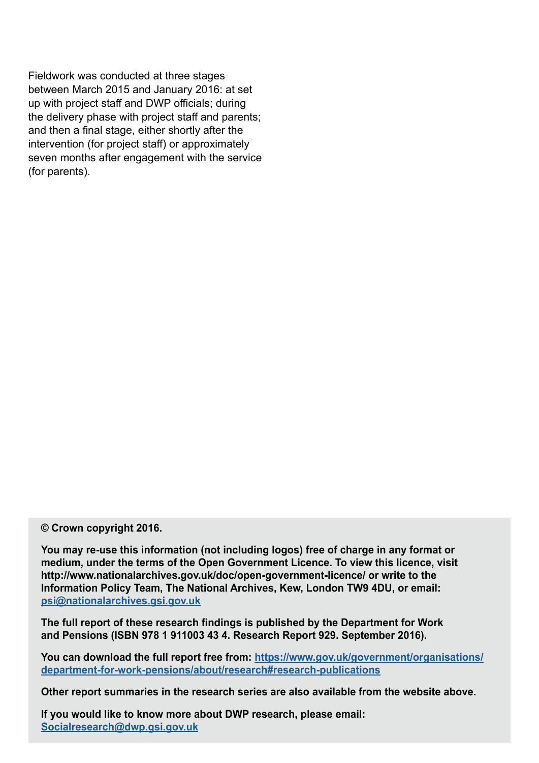Fieldwork was conducted at three stages between March 2015 and January 2016: at set up with project staff and DWP officials; during the delivery phase with project staff and parents; and then a final stage, either shortly after the intervention (for project staff) or approximately seven months after engagement with the service (for parents).

**© Crown copyright 2016.**

**You may re-use this information (not including logos) free of charge in any format or medium, under the terms of the Open Government Licence. To view this licence, visit http://www.nationalarchives.gov.uk/doc/open-government-licence/ or write to the Information Policy Team, The National Archives, Kew, London TW9 4DU, or email: [psi@nationalarchives.gsi.gov.uk](mailto:psi@nationalarchives.gsi.gov.uk)**

**The full report of these research findings is published by the Department for Work and Pensions (ISBN 978 1 911003 43 4. Research Report 929. September 2016).**

**You can download the full report free from: [https://www.gov.uk/government/organisations/department-for-work-pensions/about/research#research-publications](https://www.gov.uk/government/organisations/department-for-work-pensions/about/research#research-publications)**

**Other report summaries in the research series are also available from the website above.**

**If you would like to know more about DWP research, please email: [Socialresearch@dwp.gsi.gov.uk](mailto:Socialresearch@dwp.gsi.gov.uk)**